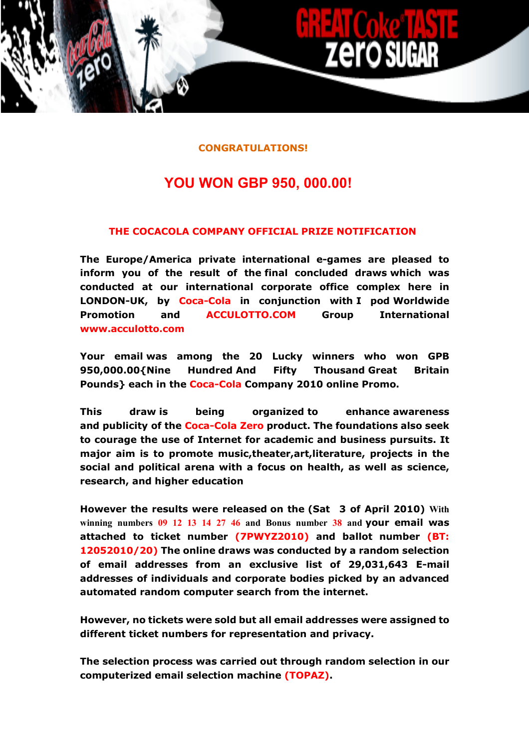**CONGRATULATIONS!**

# YOU WON GBP 950, 000.00!

## THE COCACOLA COMPANY OFFICIAL PRIZE NOTIFICATION

**The Europe/America private international e-games are pleased to inform you of the result of the final concluded draws which was conducted at our international corporate office complex here in LONDON-UK, by Coca-Cola in conjunction with I pod Worldwide Promotion and ACCULOTTO.COM Group International www.acculotto.com**

**Your email was among the 20 Lucky winners who won GPB 950,000.00{Nine Hundred And Fifty Thousand Great Britain Pounds} each in the Coca-Cola Company 2010 online Promo.**

**This draw is being organized to enhance awareness and publicity of the Coca-Cola Zero product. The foundations also seek to courage the use of Internet for academic and business pursuits. It major aim is to promote music,theater,art,literature, projects in the social and political arena with a focus on health, as well as science, research, and higher education**

**However the results were released on the (Sat 3 of April 2010) With winning numbers 09 12 13 14 27 46 and Bonus number 38 and your email was attached to ticket number (7PWYZ2010) and ballot number (BT: 12052010/20) The online draws was conducted by a random selection of email addresses from an exclusive list of 29,031,643 E-mail addresses of individuals and corporate bodies picked by an advanced automated random computer search from the internet.**

**However, no tickets were sold but all email addresses were assigned to different ticket numbers for representation and privacy.**

**The selection process was carried out through random selection in our computerized email selection machine (TOPAZ).**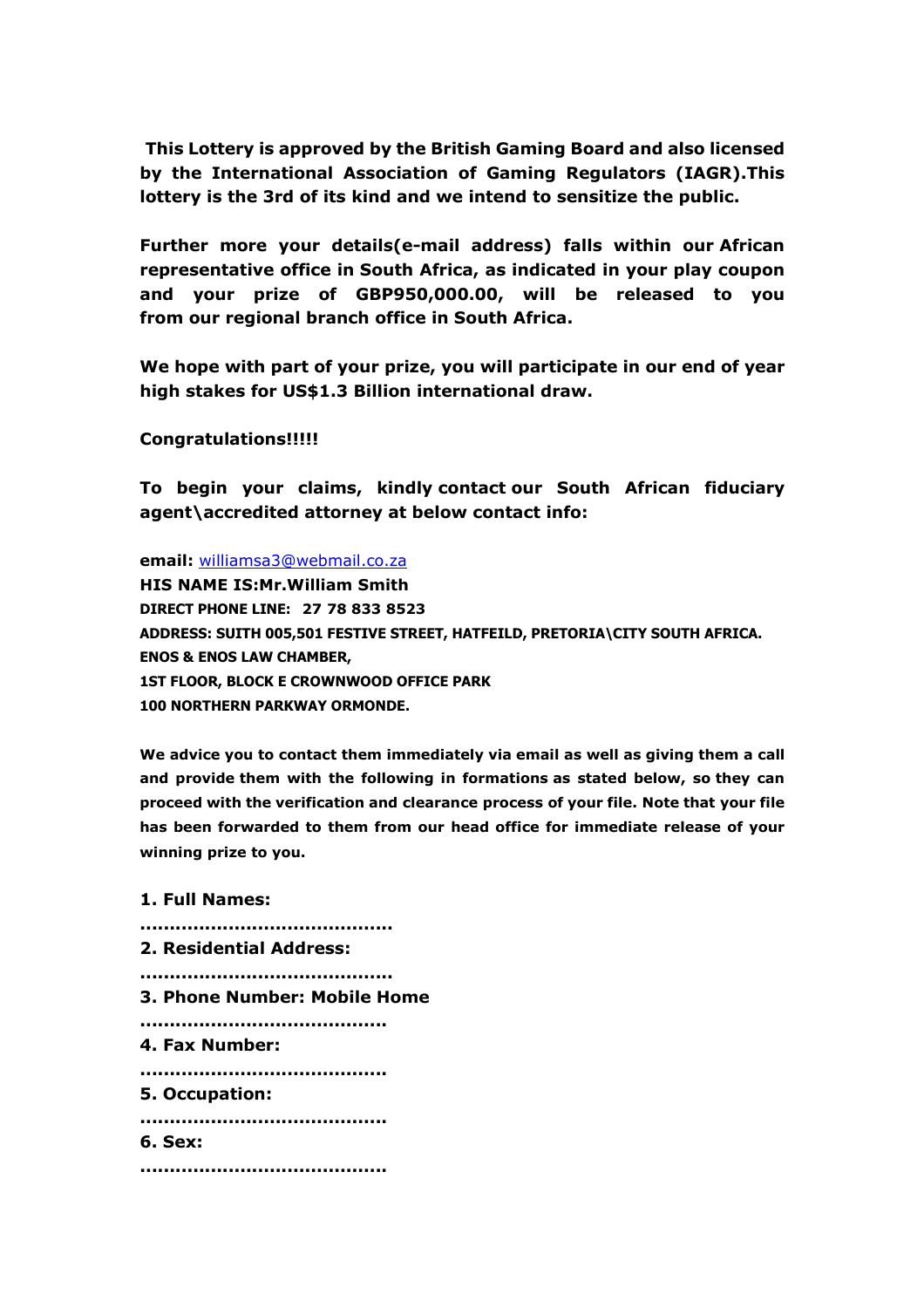**This Lottery is approved by the British Gaming Board and also licensed by the International Association of Gaming Regulators (IAGR).This lottery is the 3rd of its kind and we intend to sensitize the public.**

**Further more your details(e-mail address) falls within our African representative office in South Africa, as indicated in your play coupon and your prize of GBP950,000.00, will be released to you from our regional branch office in South Africa.**

**We hope with part of your prize, you will participate in our end of year high stakes for US$1.3 Billion international draw.**

**Congratulations!!!!!**

**To begin your claims, kindly contact our South African fiduciary agent\accredited attorney at below contact info:**

**email:** williamsa3@webmail.co.za  
**HIS NAME IS:Mr.William Smith**  
**DIRECT PHONE LINE: 27 78 833 8523**  
**ADDRESS: SUITH 005,501 FESTIVE STREET, HATFEILD, PRETORIA\CITY SOUTH AFRICA.**  
**ENOS & ENOS LAW CHAMBER,**  
**1ST FLOOR, BLOCK E CROWNWOOD OFFICE PARK**  
**100 NORTHERN PARKWAY ORMONDE.**

**We advice you to contact them immediately via email as well as giving them a call and provide them with the following in formations as stated below, so they can proceed with the verification and clearance process of your file. Note that your file has been forwarded to them from our head office for immediate release of your winning prize to you.**

**1. Full Names:**  
**..........................................**  
**2. Residential Address:**  
**..........................................**  
**3. Phone Number: Mobile Home**  
**.........................................**  
**4. Fax Number:**  
**.........................................**  
**5. Occupation:**  
**.........................................**  
**6. Sex:**  
**.........................................**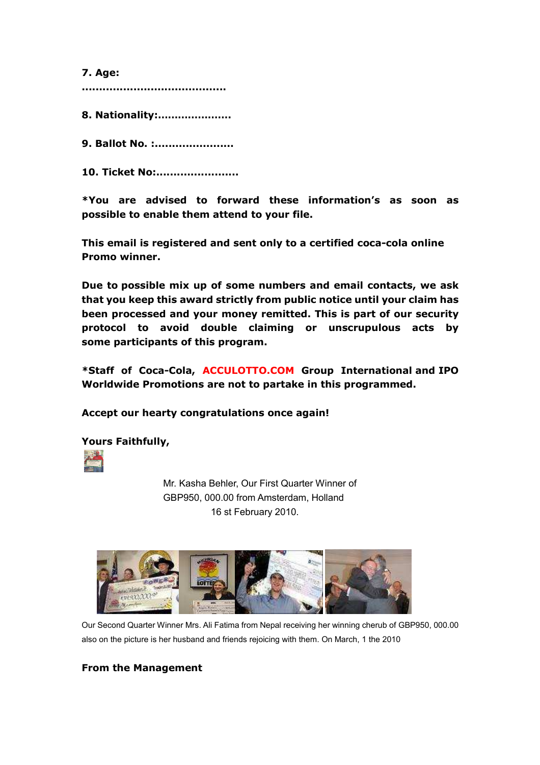**7. Age:**
**........................................**

**8. Nationality:.....................**

**9. Ballot No. :......................**

**10. Ticket No:.......................**

***You are advised to forward these information's as soon as possible to enable them attend to your file.**

**This email is registered and sent only to a certified coca-cola online Promo winner.**

**Due to possible mix up of some numbers and email contacts, we ask that you keep this award strictly from public notice until your claim has been processed and your money remitted. This is part of our security protocol to avoid double claiming or unscrupulous acts by some participants of this program.**

***Staff of Coca-Cola, ACCULOTTO.COM Group International and IPO Worldwide Promotions are not to partake in this programmed.**

**Accept our hearty congratulations once again!**

**Yours Faithfully,**

Mr. Kasha Behler, Our First Quarter Winner of GBP950, 000.00 from Amsterdam, Holland
16 st February 2010.

Our Second Quarter Winner Mrs. Ali Fatima from Nepal receiving her winning cherub of GBP950, 000.00 also on the picture is her husband and friends rejoicing with them. On March, 1 the 2010

**From the Management**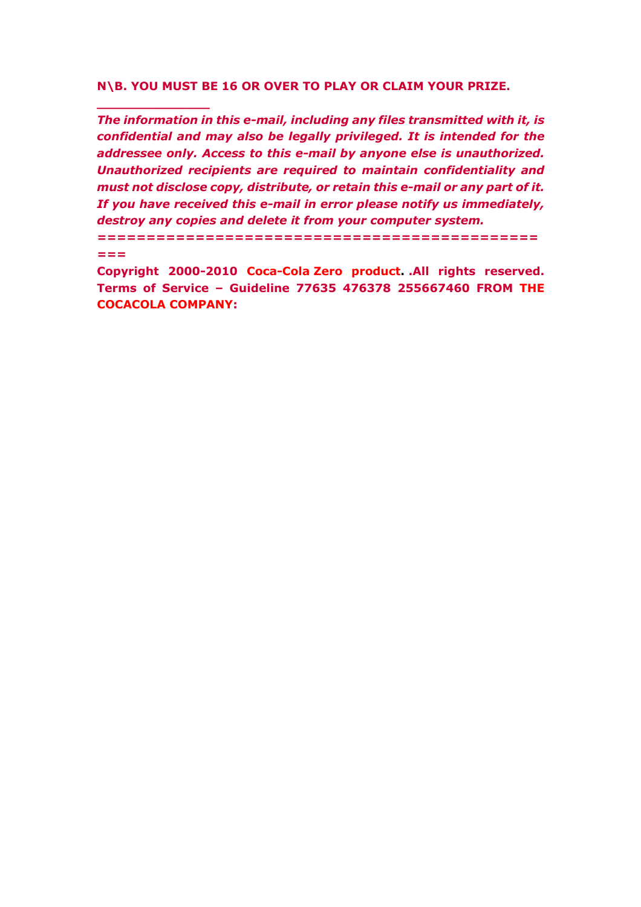**N\B. YOU MUST BE 16 OR OVER TO PLAY OR CLAIM YOUR PRIZE.**

______________

***The information in this e-mail, including any files transmitted with it, is confidential and may also be legally privileged. It is intended for the addressee only. Access to this e-mail by anyone else is unauthorized. Unauthorized recipients are required to maintain confidentiality and must not disclose copy, distribute, or retain this e-mail or any part of it. If you have received this e-mail in error please notify us immediately, destroy any copies and delete it from your computer system.***

**============================================**
**===**

**Copyright 2000-2010 Coca-Cola Zero product. .All rights reserved. Terms of Service – Guideline 77635 476378 255667460 FROM THE COCACOLA COMPANY:**